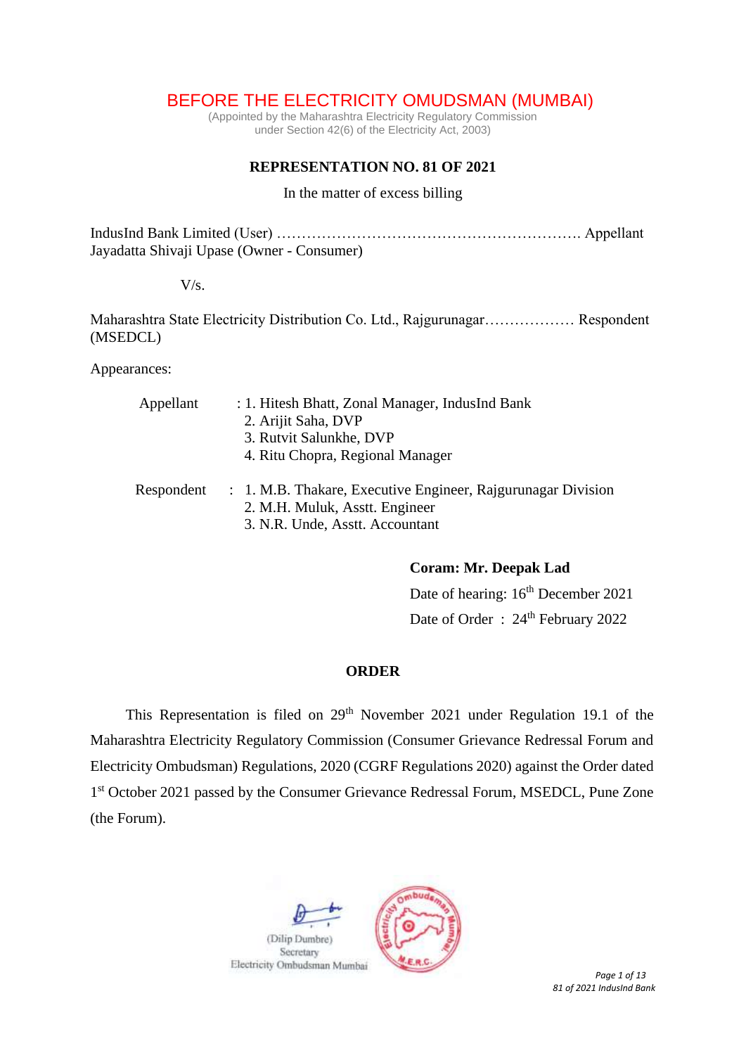# BEFORE THE ELECTRICITY OMUDSMAN (MUMBAI)

(Appointed by the Maharashtra Electricity Regulatory Commission
under Section 42(6) of the Electricity Act, 2003)

## REPRESENTATION NO. 81 OF 2021

In the matter of excess billing

IndusInd Bank Limited (User) ……………………………………………………. Appellant
Jayadatta Shivaji Upase (Owner - Consumer)

V/s.

Maharashtra State Electricity Distribution Co. Ltd., Rajgurunagar……………… Respondent
(MSEDCL)

Appearances:

Appellant : 1. Hitesh Bhatt, Zonal Manager, IndusInd Bank
2. Arijit Saha, DVP
3. Rutvit Salunkhe, DVP
4. Ritu Chopra, Regional Manager

Respondent : 1. M.B. Thakare, Executive Engineer, Rajgurunagar Division
2. M.H. Muluk, Asstt. Engineer
3. N.R. Unde, Asstt. Accountant

**Coram: Mr. Deepak Lad**

Date of hearing: 16th December 2021

Date of Order : 24th February 2022

## ORDER

This Representation is filed on 29th November 2021 under Regulation 19.1 of the Maharashtra Electricity Regulatory Commission (Consumer Grievance Redressal Forum and Electricity Ombudsman) Regulations, 2020 (CGRF Regulations 2020) against the Order dated 1st October 2021 passed by the Consumer Grievance Redressal Forum, MSEDCL, Pune Zone (the Forum).

(Dilip Dumbre)
Secretary
Electricity Ombudsman Mumbai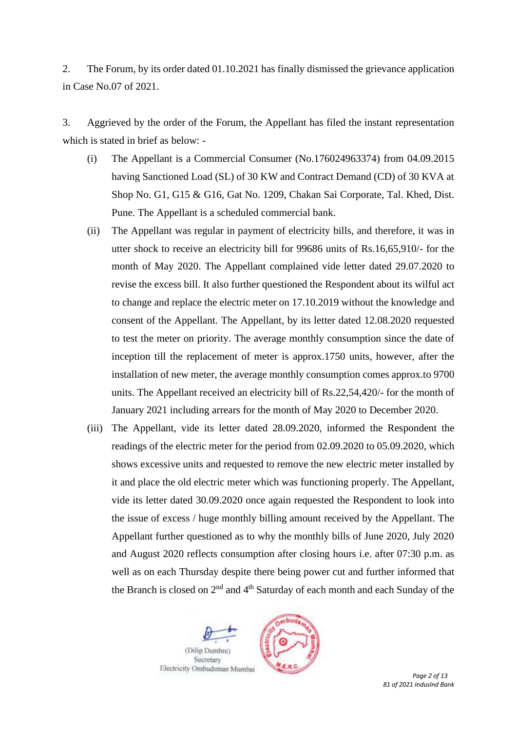2. The Forum, by its order dated 01.10.2021 has finally dismissed the grievance application in Case No.07 of 2021.

3. Aggrieved by the order of the Forum, the Appellant has filed the instant representation which is stated in brief as below: -

(i) The Appellant is a Commercial Consumer (No.176024963374) from 04.09.2015 having Sanctioned Load (SL) of 30 KW and Contract Demand (CD) of 30 KVA at Shop No. G1, G15 & G16, Gat No. 1209, Chakan Sai Corporate, Tal. Khed, Dist. Pune. The Appellant is a scheduled commercial bank.

(ii) The Appellant was regular in payment of electricity bills, and therefore, it was in utter shock to receive an electricity bill for 99686 units of Rs.16,65,910/- for the month of May 2020. The Appellant complained vide letter dated 29.07.2020 to revise the excess bill. It also further questioned the Respondent about its wilful act to change and replace the electric meter on 17.10.2019 without the knowledge and consent of the Appellant. The Appellant, by its letter dated 12.08.2020 requested to test the meter on priority. The average monthly consumption since the date of inception till the replacement of meter is approx.1750 units, however, after the installation of new meter, the average monthly consumption comes approx.to 9700 units. The Appellant received an electricity bill of Rs.22,54,420/- for the month of January 2021 including arrears for the month of May 2020 to December 2020.

(iii) The Appellant, vide its letter dated 28.09.2020, informed the Respondent the readings of the electric meter for the period from 02.09.2020 to 05.09.2020, which shows excessive units and requested to remove the new electric meter installed by it and place the old electric meter which was functioning properly. The Appellant, vide its letter dated 30.09.2020 once again requested the Respondent to look into the issue of excess / huge monthly billing amount received by the Appellant. The Appellant further questioned as to why the monthly bills of June 2020, July 2020 and August 2020 reflects consumption after closing hours i.e. after 07:30 p.m. as well as on each Thursday despite there being power cut and further informed that the Branch is closed on 2nd and 4th Saturday of each month and each Sunday of the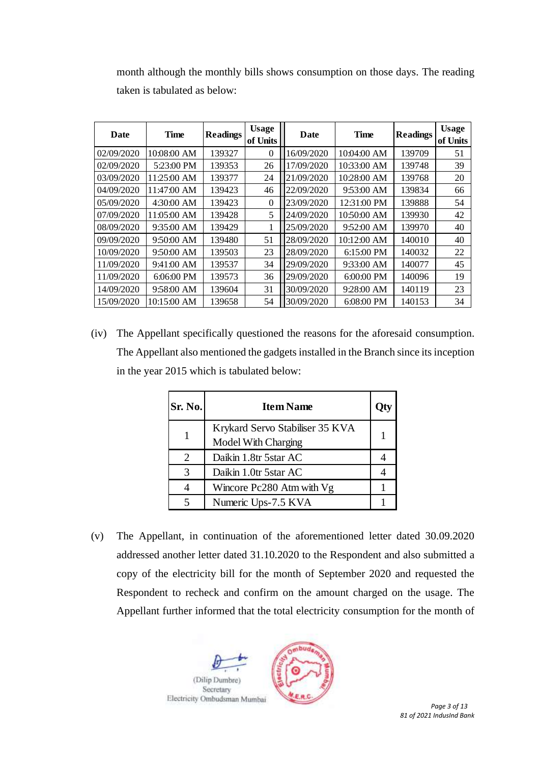month although the monthly bills shows consumption on those days. The reading taken is tabulated as below:

| Date | Time | Readings | Usage of Units | Date | Time | Readings | Usage of Units |
|---|---|---|---|---|---|---|---|
| 02/09/2020 | 10:08:00 AM | 139327 | 0 | 16/09/2020 | 10:04:00 AM | 139709 | 51 |
| 02/09/2020 | 5:23:00 PM | 139353 | 26 | 17/09/2020 | 10:33:00 AM | 139748 | 39 |
| 03/09/2020 | 11:25:00 AM | 139377 | 24 | 21/09/2020 | 10:28:00 AM | 139768 | 20 |
| 04/09/2020 | 11:47:00 AM | 139423 | 46 | 22/09/2020 | 9:53:00 AM | 139834 | 66 |
| 05/09/2020 | 4:30:00 AM | 139423 | 0 | 23/09/2020 | 12:31:00 PM | 139888 | 54 |
| 07/09/2020 | 11:05:00 AM | 139428 | 5 | 24/09/2020 | 10:50:00 AM | 139930 | 42 |
| 08/09/2020 | 9:35:00 AM | 139429 | 1 | 25/09/2020 | 9:52:00 AM | 139970 | 40 |
| 09/09/2020 | 9:50:00 AM | 139480 | 51 | 28/09/2020 | 10:12:00 AM | 140010 | 40 |
| 10/09/2020 | 9:50:00 AM | 139503 | 23 | 28/09/2020 | 6:15:00 PM | 140032 | 22 |
| 11/09/2020 | 9:41:00 AM | 139537 | 34 | 29/09/2020 | 9:33:00 AM | 140077 | 45 |
| 11/09/2020 | 6:06:00 PM | 139573 | 36 | 29/09/2020 | 6:00:00 PM | 140096 | 19 |
| 14/09/2020 | 9:58:00 AM | 139604 | 31 | 30/09/2020 | 9:28:00 AM | 140119 | 23 |
| 15/09/2020 | 10:15:00 AM | 139658 | 54 | 30/09/2020 | 6:08:00 PM | 140153 | 34 |

(iv) The Appellant specifically questioned the reasons for the aforesaid consumption. The Appellant also mentioned the gadgets installed in the Branch since its inception in the year 2015 which is tabulated below:

| Sr. No. | Item Name | Qty |
|---|---|---|
| 1 | Krykard Servo Stabiliser 35 KVA Model With Charging | 1 |
| 2 | Daikin 1.8tr 5star AC | 4 |
| 3 | Daikin 1.0tr 5star AC | 4 |
| 4 | Wincore Pc280 Atm with Vg | 1 |
| 5 | Numeric Ups-7.5 KVA | 1 |

(v) The Appellant, in continuation of the aforementioned letter dated 30.09.2020 addressed another letter dated 31.10.2020 to the Respondent and also submitted a copy of the electricity bill for the month of September 2020 and requested the Respondent to recheck and confirm on the amount charged on the usage. The Appellant further informed that the total electricity consumption for the month of

(Dilip Dumbre)
Secretary
Electricity Ombudsman Mumbai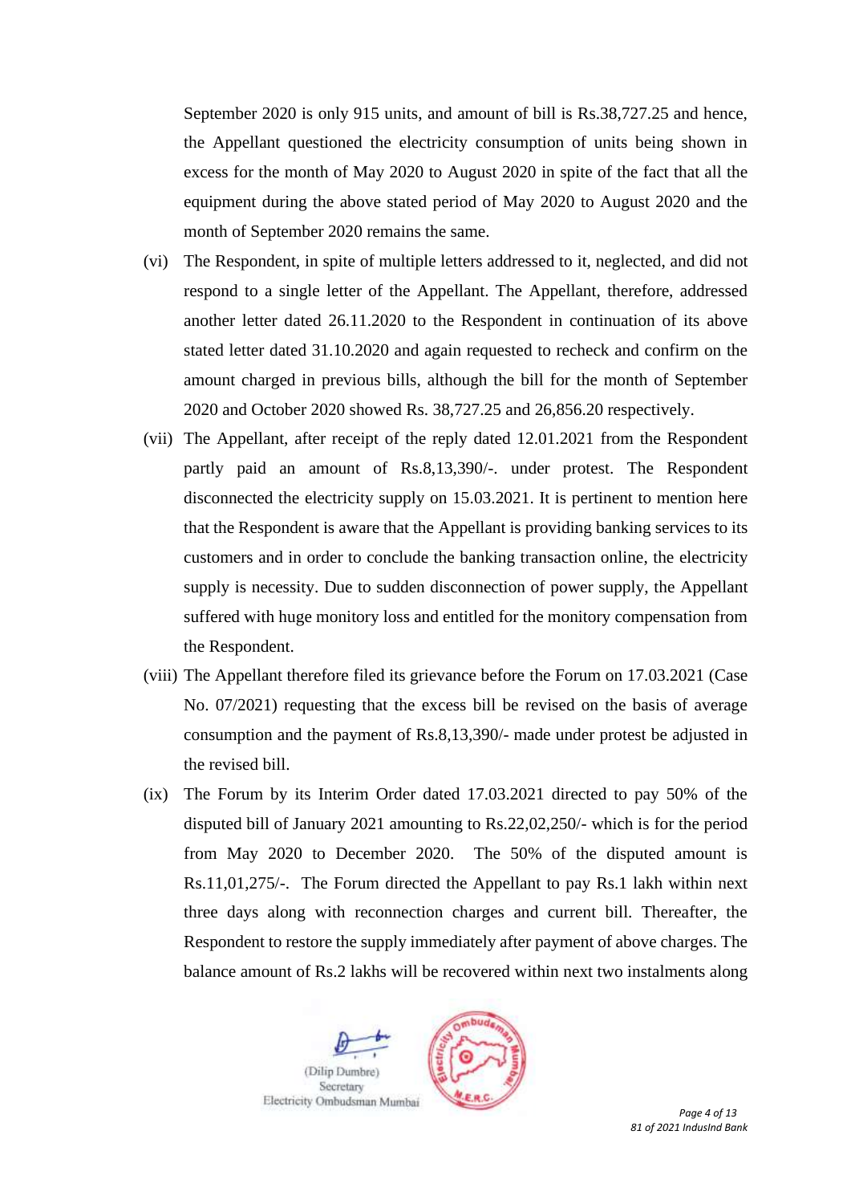September 2020 is only 915 units, and amount of bill is Rs.38,727.25 and hence, the Appellant questioned the electricity consumption of units being shown in excess for the month of May 2020 to August 2020 in spite of the fact that all the equipment during the above stated period of May 2020 to August 2020 and the month of September 2020 remains the same.

(vi) The Respondent, in spite of multiple letters addressed to it, neglected, and did not respond to a single letter of the Appellant. The Appellant, therefore, addressed another letter dated 26.11.2020 to the Respondent in continuation of its above stated letter dated 31.10.2020 and again requested to recheck and confirm on the amount charged in previous bills, although the bill for the month of September 2020 and October 2020 showed Rs. 38,727.25 and 26,856.20 respectively.

(vii) The Appellant, after receipt of the reply dated 12.01.2021 from the Respondent partly paid an amount of Rs.8,13,390/-. under protest. The Respondent disconnected the electricity supply on 15.03.2021. It is pertinent to mention here that the Respondent is aware that the Appellant is providing banking services to its customers and in order to conclude the banking transaction online, the electricity supply is necessity. Due to sudden disconnection of power supply, the Appellant suffered with huge monitory loss and entitled for the monitory compensation from the Respondent.

(viii) The Appellant therefore filed its grievance before the Forum on 17.03.2021 (Case No. 07/2021) requesting that the excess bill be revised on the basis of average consumption and the payment of Rs.8,13,390/- made under protest be adjusted in the revised bill.

(ix) The Forum by its Interim Order dated 17.03.2021 directed to pay 50% of the disputed bill of January 2021 amounting to Rs.22,02,250/- which is for the period from May 2020 to December 2020. The 50% of the disputed amount is Rs.11,01,275/-. The Forum directed the Appellant to pay Rs.1 lakh within next three days along with reconnection charges and current bill. Thereafter, the Respondent to restore the supply immediately after payment of above charges. The balance amount of Rs.2 lakhs will be recovered within next two instalments along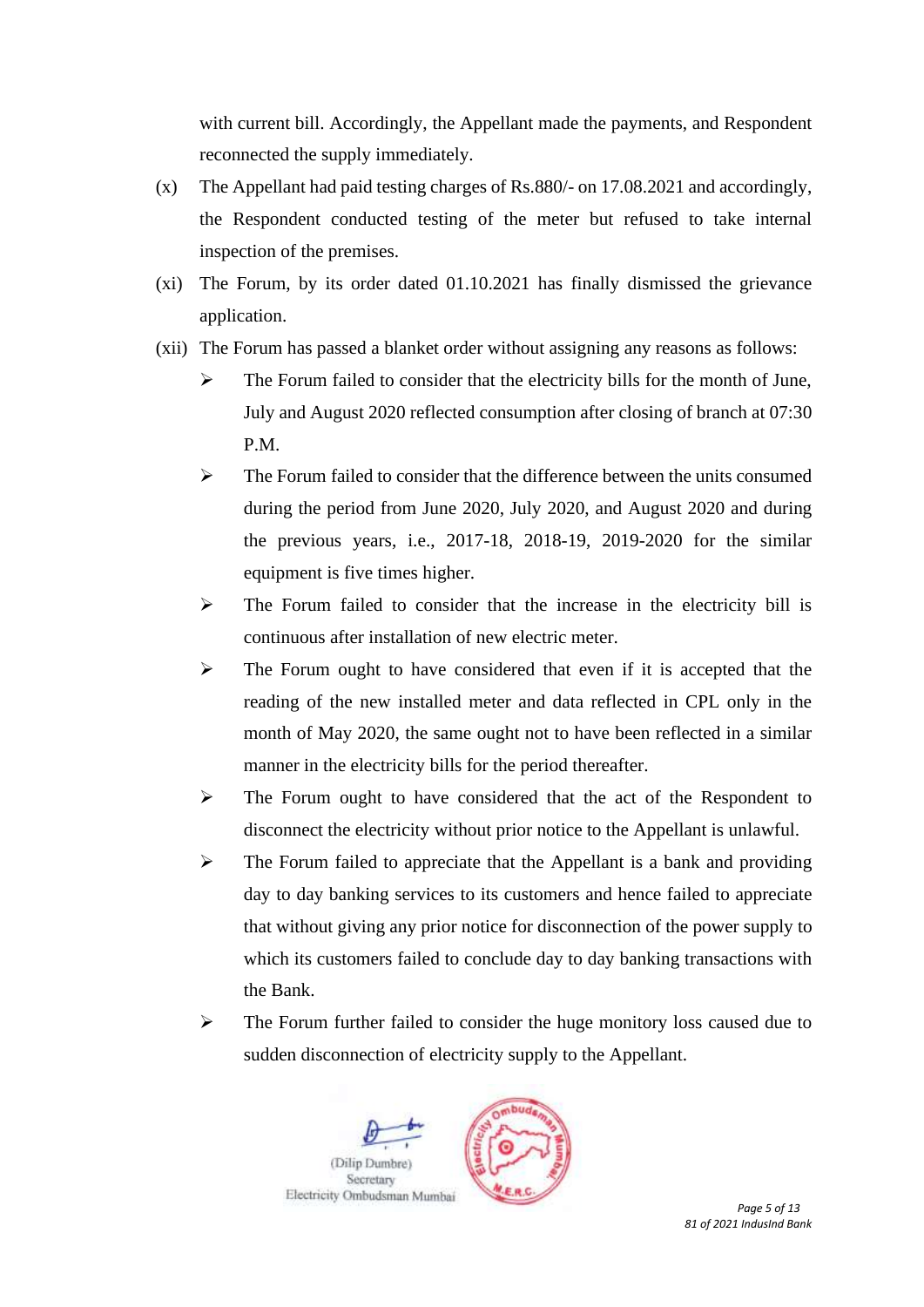with current bill. Accordingly, the Appellant made the payments, and Respondent reconnected the supply immediately.

(x) The Appellant had paid testing charges of Rs.880/- on 17.08.2021 and accordingly, the Respondent conducted testing of the meter but refused to take internal inspection of the premises.

(xi) The Forum, by its order dated 01.10.2021 has finally dismissed the grievance application.

(xii) The Forum has passed a blanket order without assigning any reasons as follows:

- The Forum failed to consider that the electricity bills for the month of June, July and August 2020 reflected consumption after closing of branch at 07:30 P.M.
- The Forum failed to consider that the difference between the units consumed during the period from June 2020, July 2020, and August 2020 and during the previous years, i.e., 2017-18, 2018-19, 2019-2020 for the similar equipment is five times higher.
- The Forum failed to consider that the increase in the electricity bill is continuous after installation of new electric meter.
- The Forum ought to have considered that even if it is accepted that the reading of the new installed meter and data reflected in CPL only in the month of May 2020, the same ought not to have been reflected in a similar manner in the electricity bills for the period thereafter.
- The Forum ought to have considered that the act of the Respondent to disconnect the electricity without prior notice to the Appellant is unlawful.
- The Forum failed to appreciate that the Appellant is a bank and providing day to day banking services to its customers and hence failed to appreciate that without giving any prior notice for disconnection of the power supply to which its customers failed to conclude day to day banking transactions with the Bank.
- The Forum further failed to consider the huge monitory loss caused due to sudden disconnection of electricity supply to the Appellant.

(Dilip Dumbre)
Secretary
Electricity Ombudsman Mumbai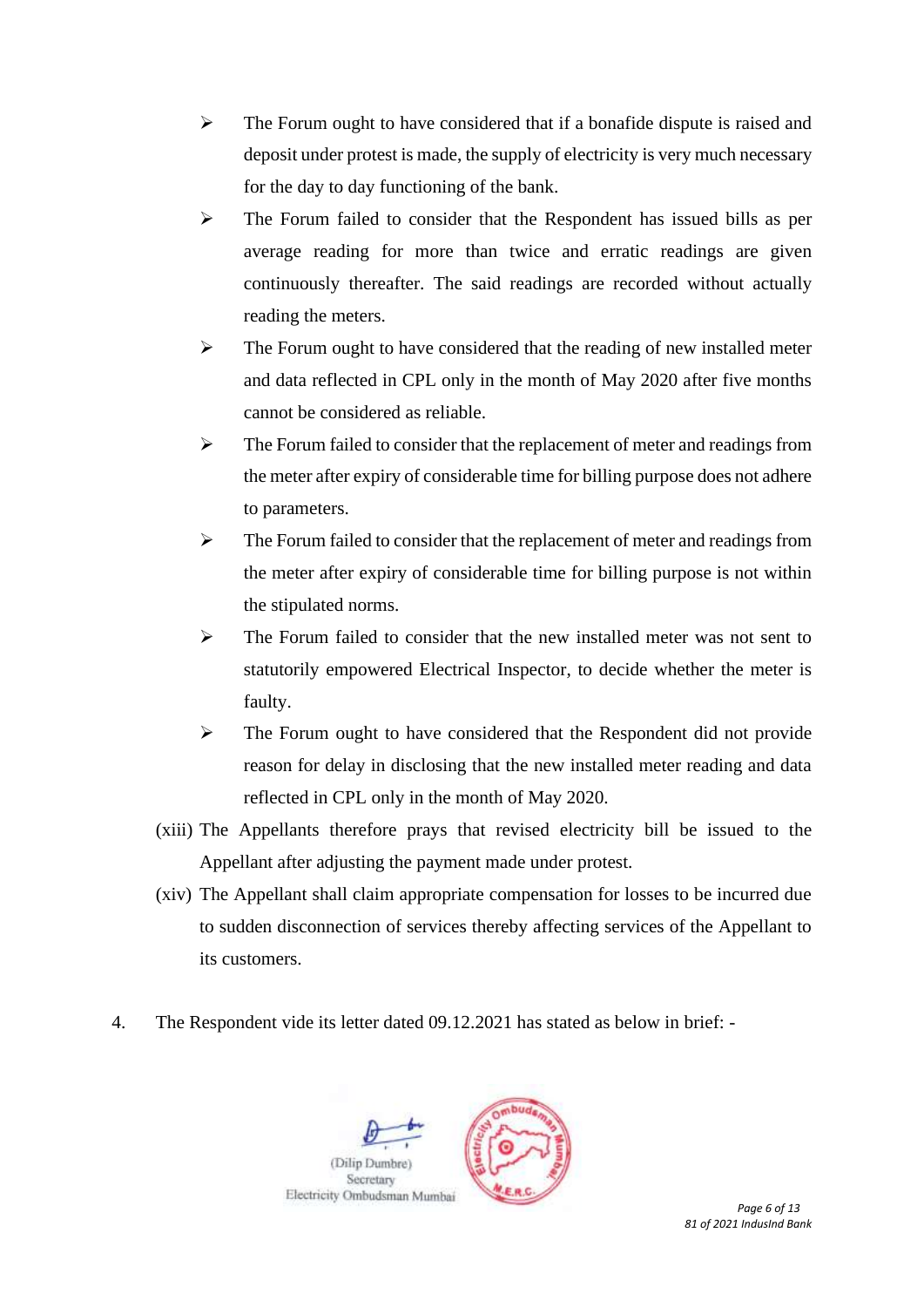- The Forum ought to have considered that if a bonafide dispute is raised and deposit under protest is made, the supply of electricity is very much necessary for the day to day functioning of the bank.
- The Forum failed to consider that the Respondent has issued bills as per average reading for more than twice and erratic readings are given continuously thereafter. The said readings are recorded without actually reading the meters.
- The Forum ought to have considered that the reading of new installed meter and data reflected in CPL only in the month of May 2020 after five months cannot be considered as reliable.
- The Forum failed to consider that the replacement of meter and readings from the meter after expiry of considerable time for billing purpose does not adhere to parameters.
- The Forum failed to consider that the replacement of meter and readings from the meter after expiry of considerable time for billing purpose is not within the stipulated norms.
- The Forum failed to consider that the new installed meter was not sent to statutorily empowered Electrical Inspector, to decide whether the meter is faulty.
- The Forum ought to have considered that the Respondent did not provide reason for delay in disclosing that the new installed meter reading and data reflected in CPL only in the month of May 2020.

(xiii) The Appellants therefore prays that revised electricity bill be issued to the Appellant after adjusting the payment made under protest.

(xiv) The Appellant shall claim appropriate compensation for losses to be incurred due to sudden disconnection of services thereby affecting services of the Appellant to its customers.

4. The Respondent vide its letter dated 09.12.2021 has stated as below in brief: -

(Dilip Dumbre)
Secretary
Electricity Ombudsman Mumbai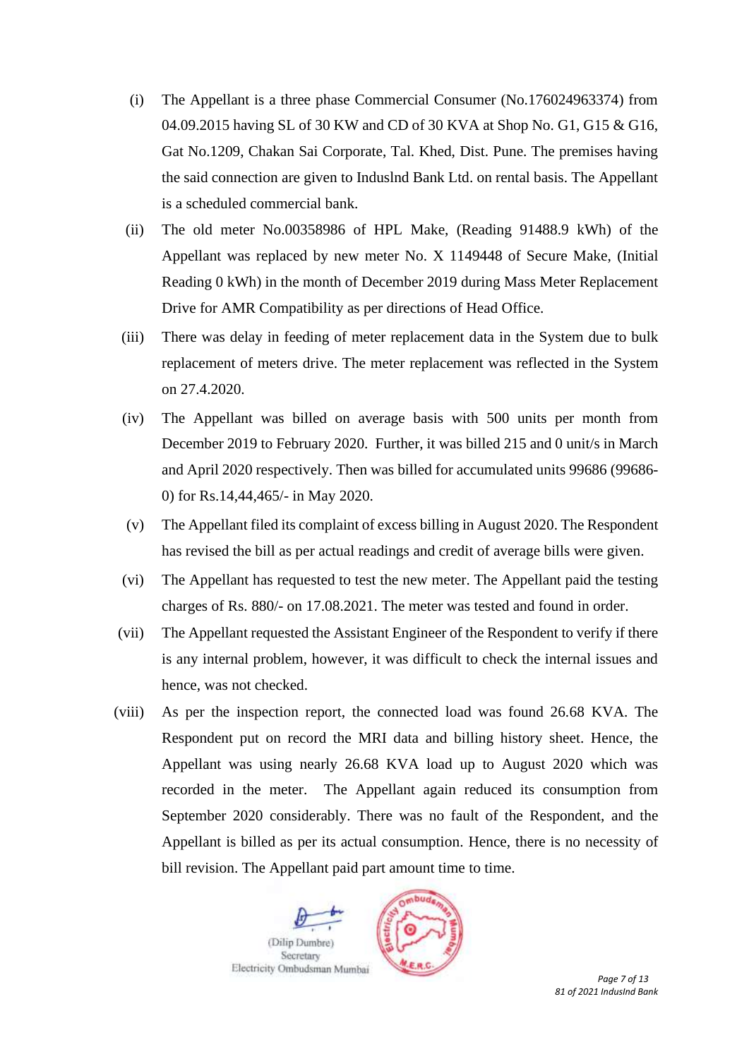(i) The Appellant is a three phase Commercial Consumer (No.176024963374) from 04.09.2015 having SL of 30 KW and CD of 30 KVA at Shop No. G1, G15 & G16, Gat No.1209, Chakan Sai Corporate, Tal. Khed, Dist. Pune. The premises having the said connection are given to Induslnd Bank Ltd. on rental basis. The Appellant is a scheduled commercial bank.

(ii) The old meter No.00358986 of HPL Make, (Reading 91488.9 kWh) of the Appellant was replaced by new meter No. X 1149448 of Secure Make, (Initial Reading 0 kWh) in the month of December 2019 during Mass Meter Replacement Drive for AMR Compatibility as per directions of Head Office.

(iii) There was delay in feeding of meter replacement data in the System due to bulk replacement of meters drive. The meter replacement was reflected in the System on 27.4.2020.

(iv) The Appellant was billed on average basis with 500 units per month from December 2019 to February 2020. Further, it was billed 215 and 0 unit/s in March and April 2020 respectively. Then was billed for accumulated units 99686 (99686-0) for Rs.14,44,465/- in May 2020.

(v) The Appellant filed its complaint of excess billing in August 2020. The Respondent has revised the bill as per actual readings and credit of average bills were given.

(vi) The Appellant has requested to test the new meter. The Appellant paid the testing charges of Rs. 880/- on 17.08.2021. The meter was tested and found in order.

(vii) The Appellant requested the Assistant Engineer of the Respondent to verify if there is any internal problem, however, it was difficult to check the internal issues and hence, was not checked.

(viii) As per the inspection report, the connected load was found 26.68 KVA. The Respondent put on record the MRI data and billing history sheet. Hence, the Appellant was using nearly 26.68 KVA load up to August 2020 which was recorded in the meter. The Appellant again reduced its consumption from September 2020 considerably. There was no fault of the Respondent, and the Appellant is billed as per its actual consumption. Hence, there is no necessity of bill revision. The Appellant paid part amount time to time.

(Dilip Dumbre)
Secretary
Electricity Ombudsman Mumbai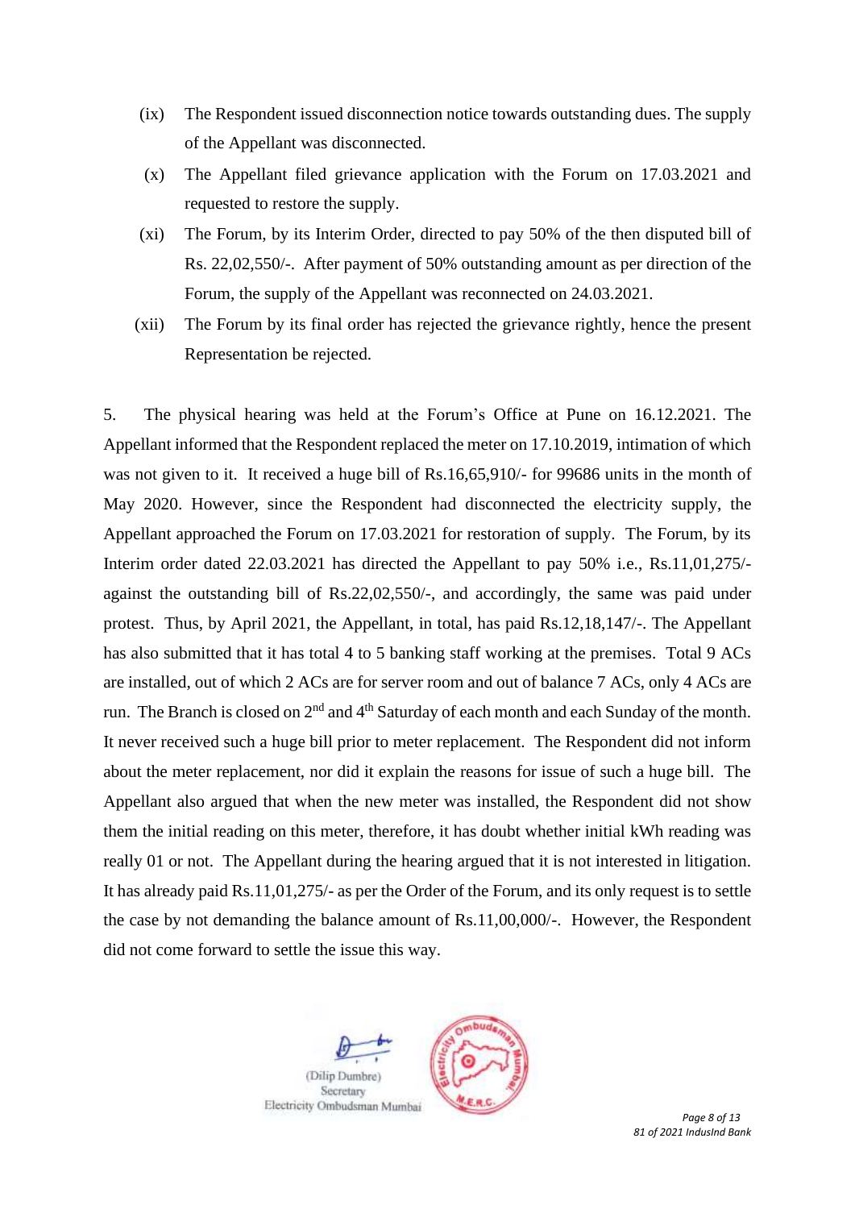(ix) The Respondent issued disconnection notice towards outstanding dues. The supply of the Appellant was disconnected.

(x) The Appellant filed grievance application with the Forum on 17.03.2021 and requested to restore the supply.

(xi) The Forum, by its Interim Order, directed to pay 50% of the then disputed bill of Rs. 22,02,550/-. After payment of 50% outstanding amount as per direction of the Forum, the supply of the Appellant was reconnected on 24.03.2021.

(xii) The Forum by its final order has rejected the grievance rightly, hence the present Representation be rejected.

5. The physical hearing was held at the Forum's Office at Pune on 16.12.2021. The Appellant informed that the Respondent replaced the meter on 17.10.2019, intimation of which was not given to it. It received a huge bill of Rs.16,65,910/- for 99686 units in the month of May 2020. However, since the Respondent had disconnected the electricity supply, the Appellant approached the Forum on 17.03.2021 for restoration of supply. The Forum, by its Interim order dated 22.03.2021 has directed the Appellant to pay 50% i.e., Rs.11,01,275/- against the outstanding bill of Rs.22,02,550/-, and accordingly, the same was paid under protest. Thus, by April 2021, the Appellant, in total, has paid Rs.12,18,147/-. The Appellant has also submitted that it has total 4 to 5 banking staff working at the premises. Total 9 ACs are installed, out of which 2 ACs are for server room and out of balance 7 ACs, only 4 ACs are run. The Branch is closed on 2nd and 4th Saturday of each month and each Sunday of the month. It never received such a huge bill prior to meter replacement. The Respondent did not inform about the meter replacement, nor did it explain the reasons for issue of such a huge bill. The Appellant also argued that when the new meter was installed, the Respondent did not show them the initial reading on this meter, therefore, it has doubt whether initial kWh reading was really 01 or not. The Appellant during the hearing argued that it is not interested in litigation. It has already paid Rs.11,01,275/- as per the Order of the Forum, and its only request is to settle the case by not demanding the balance amount of Rs.11,00,000/-. However, the Respondent did not come forward to settle the issue this way.

(Dilip Dumbre)
Secretary
Electricity Ombudsman Mumbai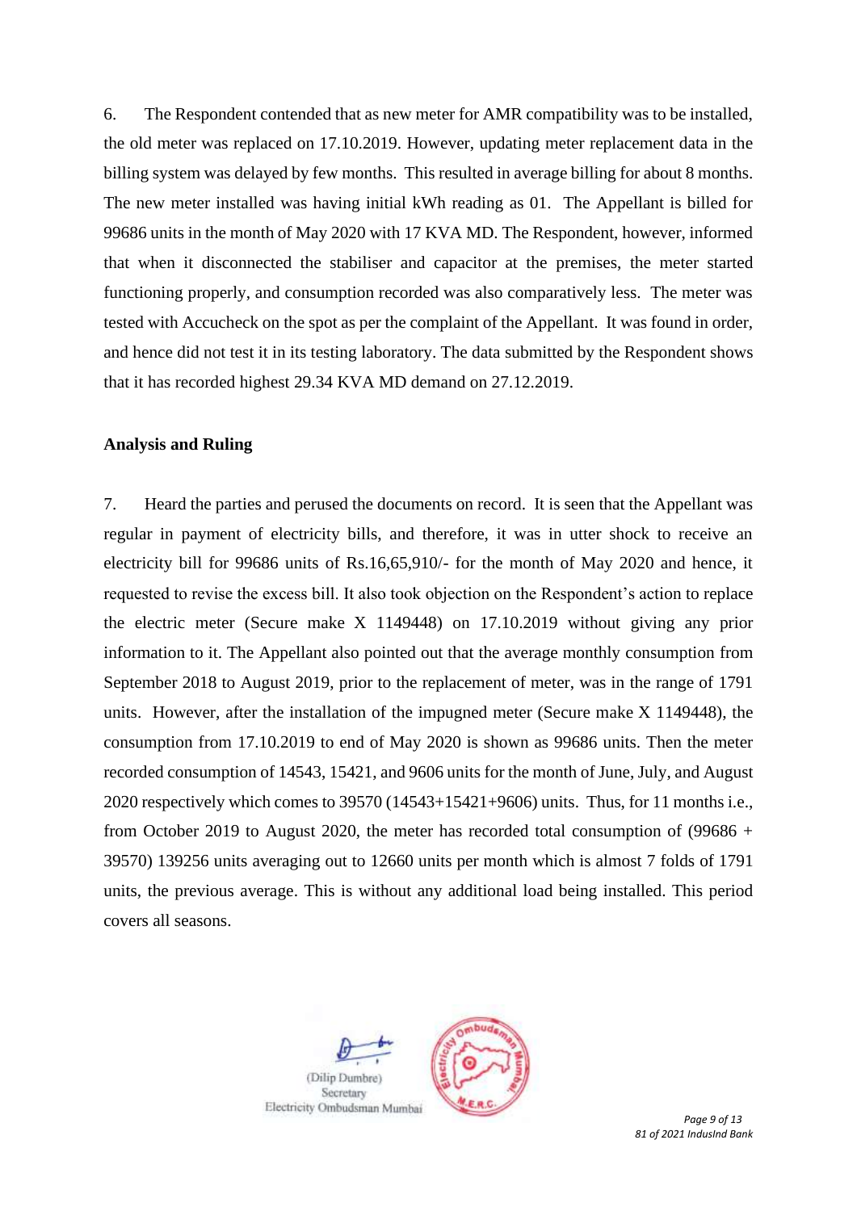6. The Respondent contended that as new meter for AMR compatibility was to be installed, the old meter was replaced on 17.10.2019. However, updating meter replacement data in the billing system was delayed by few months. This resulted in average billing for about 8 months. The new meter installed was having initial kWh reading as 01. The Appellant is billed for 99686 units in the month of May 2020 with 17 KVA MD. The Respondent, however, informed that when it disconnected the stabiliser and capacitor at the premises, the meter started functioning properly, and consumption recorded was also comparatively less. The meter was tested with Accucheck on the spot as per the complaint of the Appellant. It was found in order, and hence did not test it in its testing laboratory. The data submitted by the Respondent shows that it has recorded highest 29.34 KVA MD demand on 27.12.2019.

**Analysis and Ruling**

7. Heard the parties and perused the documents on record. It is seen that the Appellant was regular in payment of electricity bills, and therefore, it was in utter shock to receive an electricity bill for 99686 units of Rs.16,65,910/- for the month of May 2020 and hence, it requested to revise the excess bill. It also took objection on the Respondent's action to replace the electric meter (Secure make X 1149448) on 17.10.2019 without giving any prior information to it. The Appellant also pointed out that the average monthly consumption from September 2018 to August 2019, prior to the replacement of meter, was in the range of 1791 units. However, after the installation of the impugned meter (Secure make X 1149448), the consumption from 17.10.2019 to end of May 2020 is shown as 99686 units. Then the meter recorded consumption of 14543, 15421, and 9606 units for the month of June, July, and August 2020 respectively which comes to 39570 (14543+15421+9606) units. Thus, for 11 months i.e., from October 2019 to August 2020, the meter has recorded total consumption of (99686 + 39570) 139256 units averaging out to 12660 units per month which is almost 7 folds of 1791 units, the previous average. This is without any additional load being installed. This period covers all seasons.

(Dilip Dumbre)
Secretary
Electricity Ombudsman Mumbai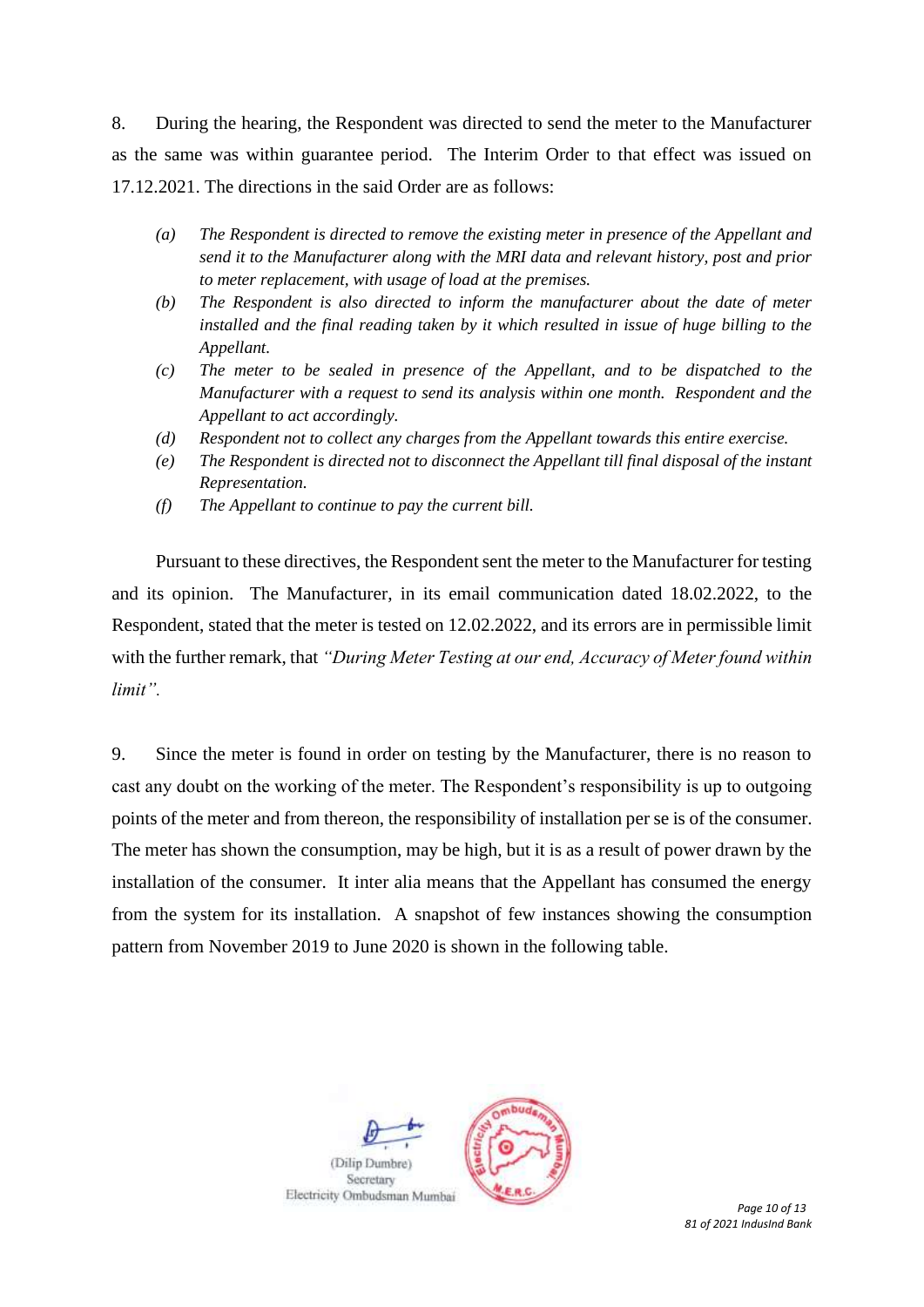8. During the hearing, the Respondent was directed to send the meter to the Manufacturer as the same was within guarantee period. The Interim Order to that effect was issued on 17.12.2021. The directions in the said Order are as follows:

- *(a) The Respondent is directed to remove the existing meter in presence of the Appellant and send it to the Manufacturer along with the MRI data and relevant history, post and prior to meter replacement, with usage of load at the premises.*
- *(b) The Respondent is also directed to inform the manufacturer about the date of meter installed and the final reading taken by it which resulted in issue of huge billing to the Appellant.*
- *(c) The meter to be sealed in presence of the Appellant, and to be dispatched to the Manufacturer with a request to send its analysis within one month. Respondent and the Appellant to act accordingly.*
- *(d) Respondent not to collect any charges from the Appellant towards this entire exercise.*
- *(e) The Respondent is directed not to disconnect the Appellant till final disposal of the instant Representation.*
- *(f) The Appellant to continue to pay the current bill.*

Pursuant to these directives, the Respondent sent the meter to the Manufacturer for testing and its opinion. The Manufacturer, in its email communication dated 18.02.2022, to the Respondent, stated that the meter is tested on 12.02.2022, and its errors are in permissible limit with the further remark, that *"During Meter Testing at our end, Accuracy of Meter found within limit".*

9. Since the meter is found in order on testing by the Manufacturer, there is no reason to cast any doubt on the working of the meter. The Respondent's responsibility is up to outgoing points of the meter and from thereon, the responsibility of installation per se is of the consumer. The meter has shown the consumption, may be high, but it is as a result of power drawn by the installation of the consumer. It inter alia means that the Appellant has consumed the energy from the system for its installation. A snapshot of few instances showing the consumption pattern from November 2019 to June 2020 is shown in the following table.

(Dilip Dumbre)
Secretary
Electricity Ombudsman Mumbai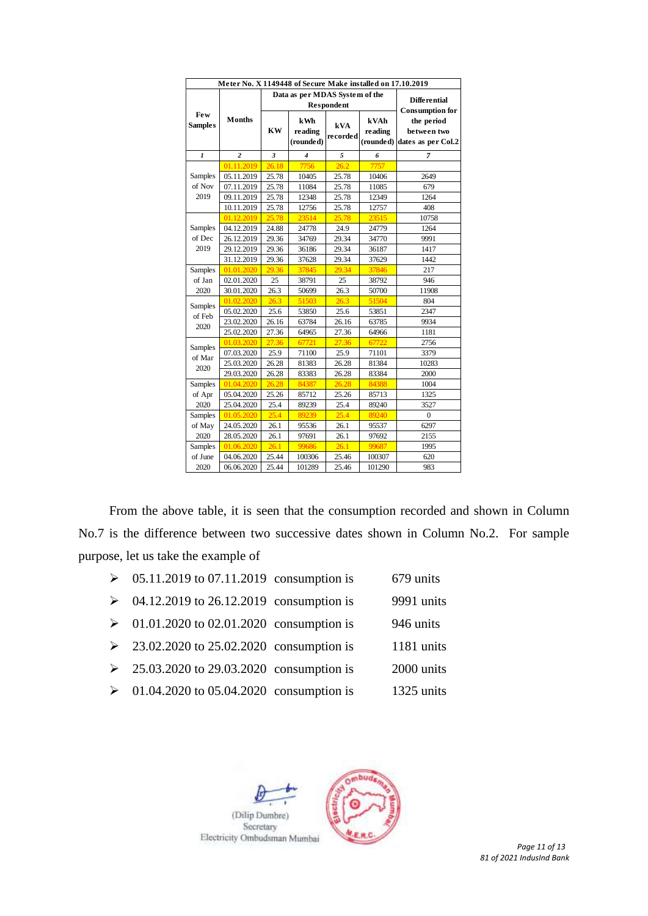| Meter No. X 1149448 of Secure Make installed on 17.10.2019 | | | | | | |
|---|---|---|---|---|---|---|
| Few Samples | Months | Data as per MDAS System of the Respondent | | | | Differential Consumption for the period between two dates as per Col.2 |
| | | KW | kWh reading (rounded) | kVA recorded | kVAh reading (rounded) | |
| 1 | 2 | 3 | 4 | 5 | 6 | 7 |
| Samples of Nov 2019 | 01.11.2019 | 26.18 | 7756 | 26.2 | 7757 | |
| | 05.11.2019 | 25.78 | 10405 | 25.78 | 10406 | 2649 |
| | 07.11.2019 | 25.78 | 11084 | 25.78 | 11085 | 679 |
| | 09.11.2019 | 25.78 | 12348 | 25.78 | 12349 | 1264 |
| | 10.11.2019 | 25.78 | 12756 | 25.78 | 12757 | 408 |
| Samples of Dec 2019 | 01.12.2019 | 25.78 | 23514 | 25.78 | 23515 | 10758 |
| | 04.12.2019 | 24.88 | 24778 | 24.9 | 24779 | 1264 |
| | 26.12.2019 | 29.36 | 34769 | 29.34 | 34770 | 9991 |
| | 29.12.2019 | 29.36 | 36186 | 29.34 | 36187 | 1417 |
| | 31.12.2019 | 29.36 | 37628 | 29.34 | 37629 | 1442 |
| Samples of Jan 2020 | 01.01.2020 | 29.36 | 37845 | 29.34 | 37846 | 217 |
| | 02.01.2020 | 25 | 38791 | 25 | 38792 | 946 |
| | 30.01.2020 | 26.3 | 50699 | 26.3 | 50700 | 11908 |
| Samples of Feb 2020 | 01.02.2020 | 26.3 | 51503 | 26.3 | 51504 | 804 |
| | 05.02.2020 | 25.6 | 53850 | 25.6 | 53851 | 2347 |
| | 23.02.2020 | 26.16 | 63784 | 26.16 | 63785 | 9934 |
| | 25.02.2020 | 27.36 | 64965 | 27.36 | 64966 | 1181 |
| Samples of Mar 2020 | 01.03.2020 | 27.36 | 67721 | 27.36 | 67722 | 2756 |
| | 07.03.2020 | 25.9 | 71100 | 25.9 | 71101 | 3379 |
| | 25.03.2020 | 26.28 | 81383 | 26.28 | 81384 | 10283 |
| | 29.03.2020 | 26.28 | 83383 | 26.28 | 83384 | 2000 |
| Samples of Apr 2020 | 01.04.2020 | 26.28 | 84387 | 26.28 | 84388 | 1004 |
| | 05.04.2020 | 25.26 | 85712 | 25.26 | 85713 | 1325 |
| | 25.04.2020 | 25.4 | 89239 | 25.4 | 89240 | 3527 |
| Samples of May 2020 | 01.05.2020 | 25.4 | 89239 | 25.4 | 89240 | 0 |
| | 24.05.2020 | 26.1 | 95536 | 26.1 | 95537 | 6297 |
| | 28.05.2020 | 26.1 | 97691 | 26.1 | 97692 | 2155 |
| Samples of June 2020 | 01.06.2020 | 26.1 | 99686 | 26.1 | 99687 | 1995 |
| | 04.06.2020 | 25.44 | 100306 | 25.46 | 100307 | 620 |
| | 06.06.2020 | 25.44 | 101289 | 25.46 | 101290 | 983 |

From the above table, it is seen that the consumption recorded and shown in Column No.7 is the difference between two successive dates shown in Column No.2. For sample purpose, let us take the example of

- 05.11.2019 to 07.11.2019 consumption is 679 units
- 04.12.2019 to 26.12.2019 consumption is 9991 units
- 01.01.2020 to 02.01.2020 consumption is 946 units
- 23.02.2020 to 25.02.2020 consumption is 1181 units
- 25.03.2020 to 29.03.2020 consumption is 2000 units
- 01.04.2020 to 05.04.2020 consumption is 1325 units

(Dilip Dumbre)
Secretary
Electricity Ombudsman Mumbai

81 of 2021 IndusInd Bank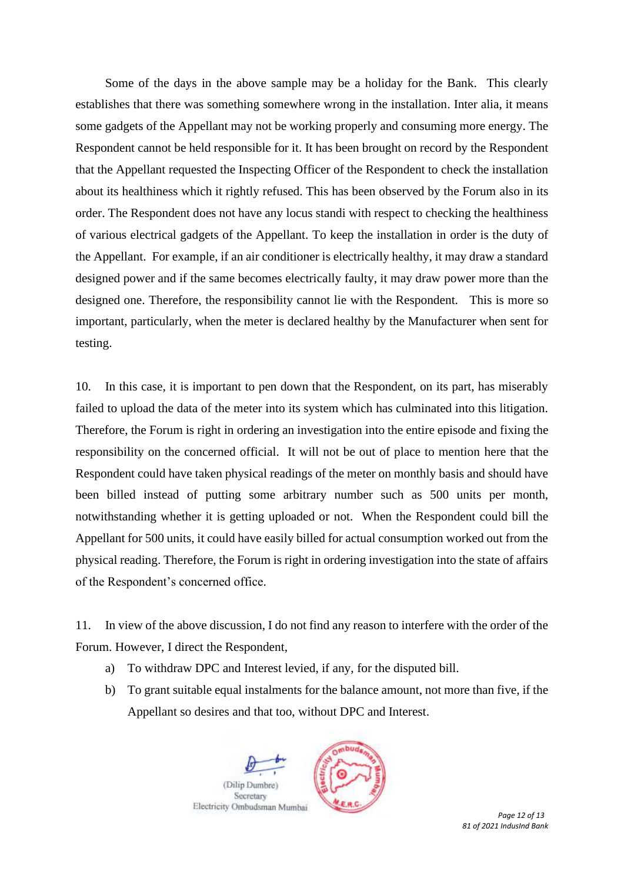Some of the days in the above sample may be a holiday for the Bank. This clearly establishes that there was something somewhere wrong in the installation. Inter alia, it means some gadgets of the Appellant may not be working properly and consuming more energy. The Respondent cannot be held responsible for it. It has been brought on record by the Respondent that the Appellant requested the Inspecting Officer of the Respondent to check the installation about its healthiness which it rightly refused. This has been observed by the Forum also in its order. The Respondent does not have any locus standi with respect to checking the healthiness of various electrical gadgets of the Appellant. To keep the installation in order is the duty of the Appellant. For example, if an air conditioner is electrically healthy, it may draw a standard designed power and if the same becomes electrically faulty, it may draw power more than the designed one. Therefore, the responsibility cannot lie with the Respondent. This is more so important, particularly, when the meter is declared healthy by the Manufacturer when sent for testing.

10. In this case, it is important to pen down that the Respondent, on its part, has miserably failed to upload the data of the meter into its system which has culminated into this litigation. Therefore, the Forum is right in ordering an investigation into the entire episode and fixing the responsibility on the concerned official. It will not be out of place to mention here that the Respondent could have taken physical readings of the meter on monthly basis and should have been billed instead of putting some arbitrary number such as 500 units per month, notwithstanding whether it is getting uploaded or not. When the Respondent could bill the Appellant for 500 units, it could have easily billed for actual consumption worked out from the physical reading. Therefore, the Forum is right in ordering investigation into the state of affairs of the Respondent's concerned office.

11. In view of the above discussion, I do not find any reason to interfere with the order of the Forum. However, I direct the Respondent,

a) To withdraw DPC and Interest levied, if any, for the disputed bill.

b) To grant suitable equal instalments for the balance amount, not more than five, if the Appellant so desires and that too, without DPC and Interest.

(Dilip Dumbre)
Secretary
Electricity Ombudsman Mumbai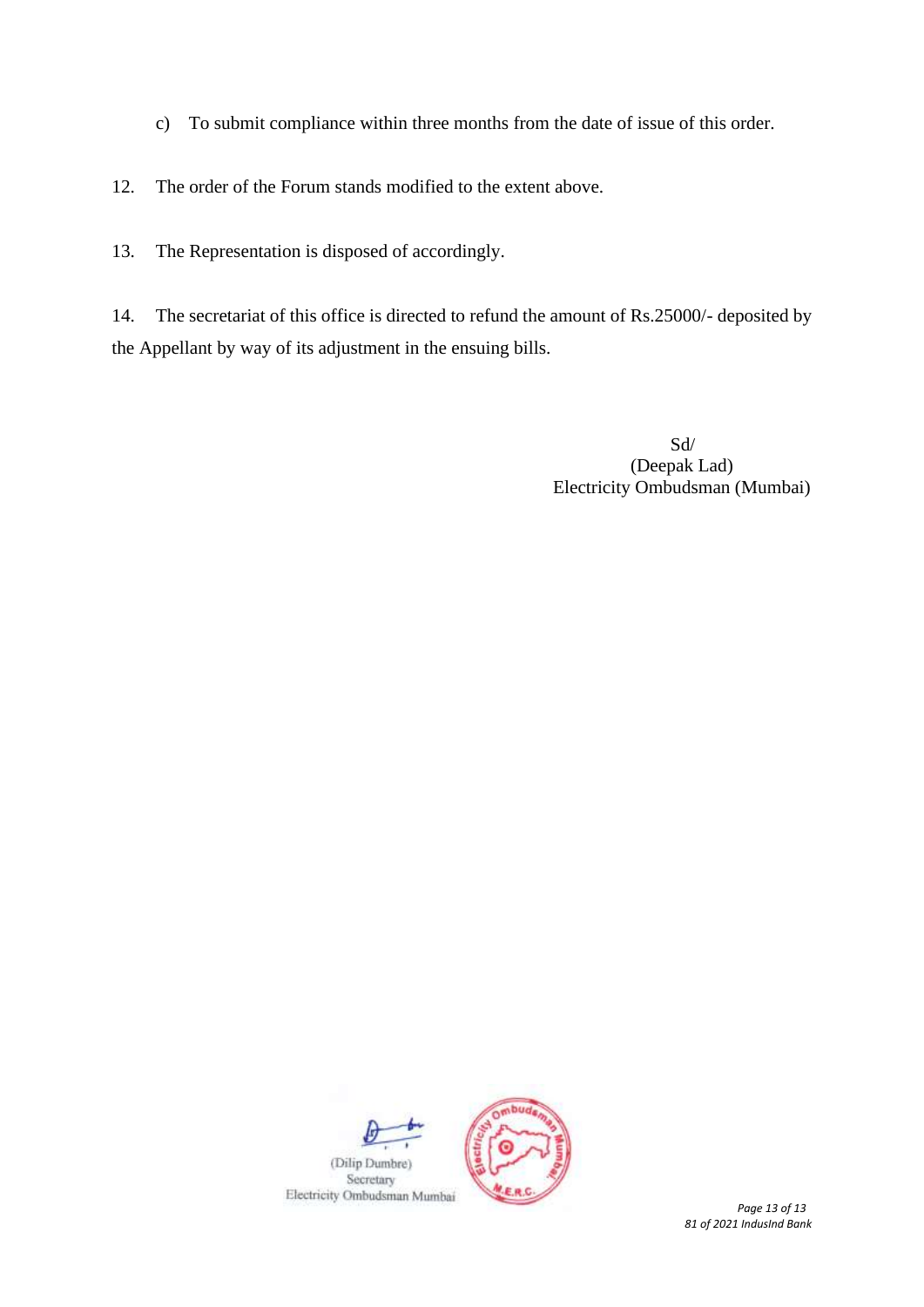c) To submit compliance within three months from the date of issue of this order.

12. The order of the Forum stands modified to the extent above.

13. The Representation is disposed of accordingly.

14. The secretariat of this office is directed to refund the amount of Rs.25000/- deposited by the Appellant by way of its adjustment in the ensuing bills.

Sd/
(Deepak Lad)
Electricity Ombudsman (Mumbai)

(Dilip Dumbre)
Secretary
Electricity Ombudsman Mumbai